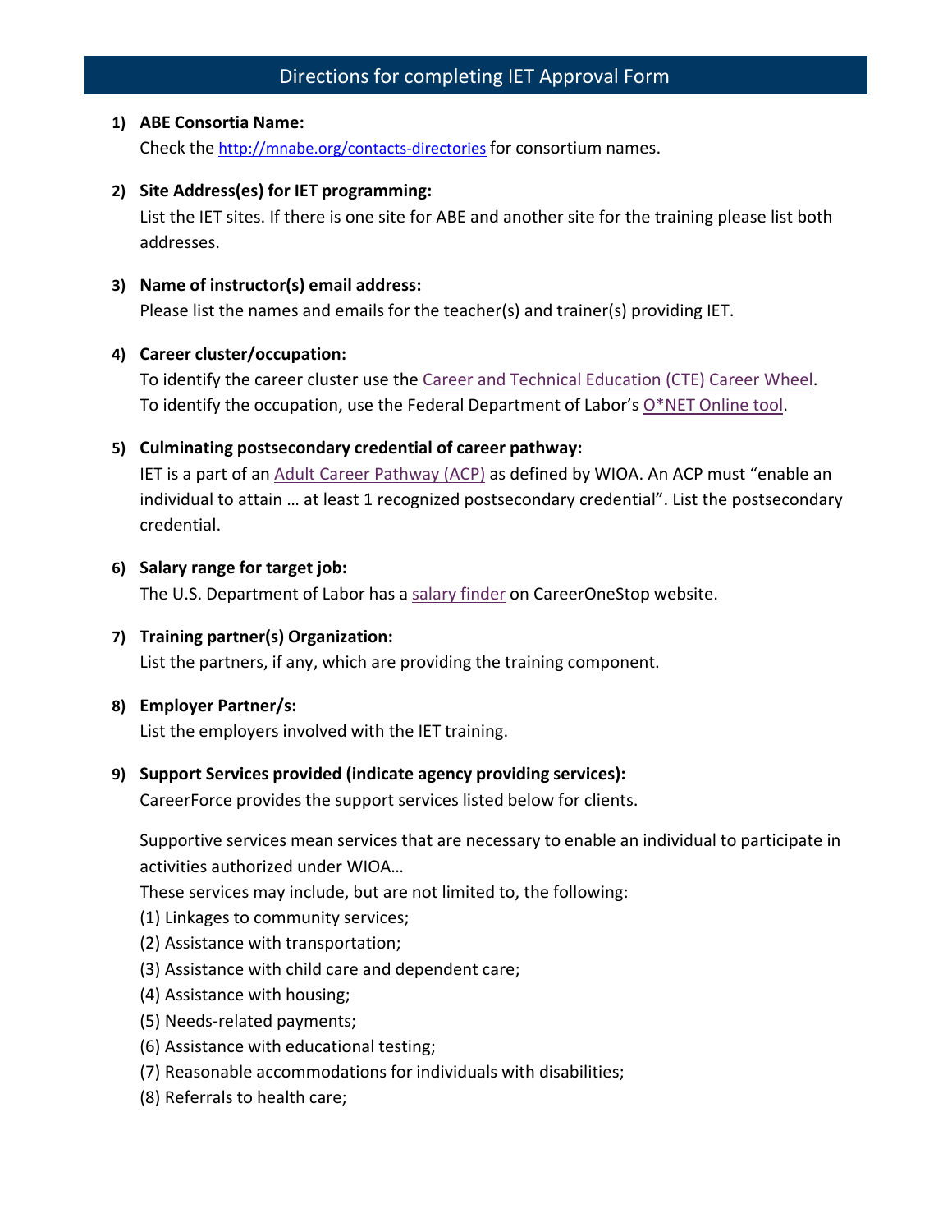# Directions for completing IET Approval Form

1) **ABE Consortia Name:**
   Check the [http://mnabe.org/contacts-directories](http://mnabe.org/contacts-directories) for consortium names.

2) **Site Address(es) for IET programming:**
   List the IET sites. If there is one site for ABE and another site for the training please list both addresses.

3) **Name of instructor(s) email address:**
   Please list the names and emails for the teacher(s) and trainer(s) providing IET.

4) **Career cluster/occupation:**
   To identify the career cluster use the Career and Technical Education (CTE) Career Wheel. To identify the occupation, use the Federal Department of Labor's O*NET Online tool.

5) **Culminating postsecondary credential of career pathway:**
   IET is a part of an Adult Career Pathway (ACP) as defined by WIOA. An ACP must "enable an individual to attain … at least 1 recognized postsecondary credential". List the postsecondary credential.

6) **Salary range for target job:**
   The U.S. Department of Labor has a salary finder on CareerOneStop website.

7) **Training partner(s) Organization:**
   List the partners, if any, which are providing the training component.

8) **Employer Partner/s:**
   List the employers involved with the IET training.

9) **Support Services provided (indicate agency providing services):**
   CareerForce provides the support services listed below for clients.

   Supportive services mean services that are necessary to enable an individual to participate in activities authorized under WIOA…
   These services may include, but are not limited to, the following:
   (1) Linkages to community services;
   (2) Assistance with transportation;
   (3) Assistance with child care and dependent care;
   (4) Assistance with housing;
   (5) Needs-related payments;
   (6) Assistance with educational testing;
   (7) Reasonable accommodations for individuals with disabilities;
   (8) Referrals to health care;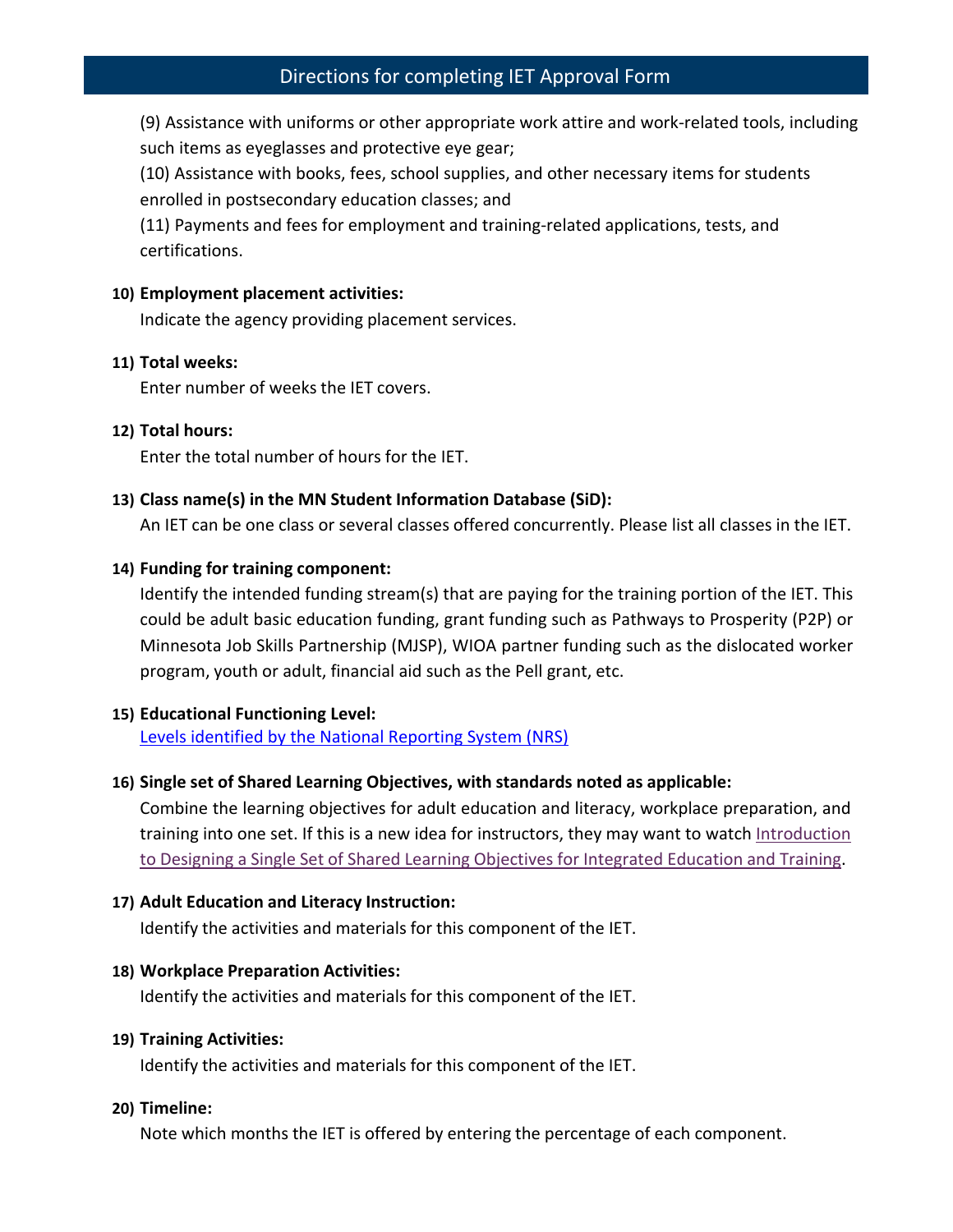## Directions for completing IET Approval Form

(9) Assistance with uniforms or other appropriate work attire and work-related tools, including such items as eyeglasses and protective eye gear;

(10) Assistance with books, fees, school supplies, and other necessary items for students enrolled in postsecondary education classes; and

(11) Payments and fees for employment and training-related applications, tests, and certifications.

**10) Employment placement activities:**

Indicate the agency providing placement services.

**11) Total weeks:**

Enter number of weeks the IET covers.

**12) Total hours:**

Enter the total number of hours for the IET.

**13) Class name(s) in the MN Student Information Database (SiD):**

An IET can be one class or several classes offered concurrently. Please list all classes in the IET.

**14) Funding for training component:**

Identify the intended funding stream(s) that are paying for the training portion of the IET. This could be adult basic education funding, grant funding such as Pathways to Prosperity (P2P) or Minnesota Job Skills Partnership (MJSP), WIOA partner funding such as the dislocated worker program, youth or adult, financial aid such as the Pell grant, etc.

**15) Educational Functioning Level:**

Levels identified by the National Reporting System (NRS)

**16) Single set of Shared Learning Objectives, with standards noted as applicable:**

Combine the learning objectives for adult education and literacy, workplace preparation, and training into one set. If this is a new idea for instructors, they may want to watch Introduction to Designing a Single Set of Shared Learning Objectives for Integrated Education and Training.

**17) Adult Education and Literacy Instruction:**

Identify the activities and materials for this component of the IET.

**18) Workplace Preparation Activities:**

Identify the activities and materials for this component of the IET.

**19) Training Activities:**

Identify the activities and materials for this component of the IET.

**20) Timeline:**

Note which months the IET is offered by entering the percentage of each component.